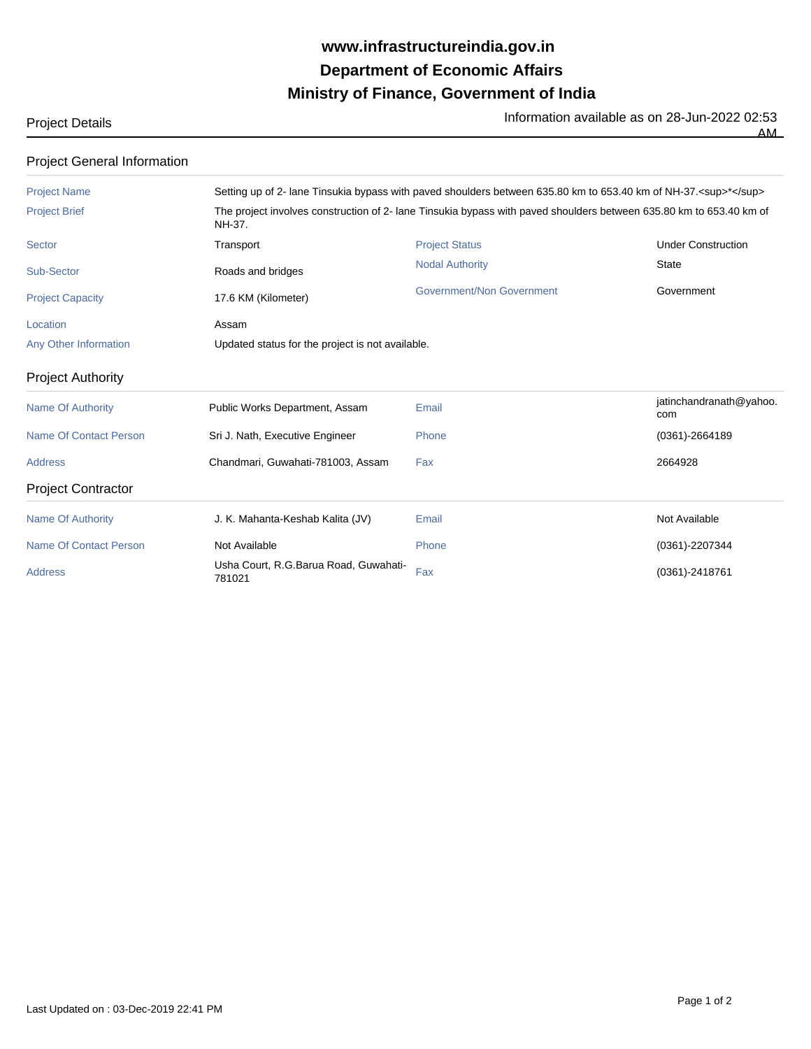# www.infrastructureindia.gov.in

## Department of Economic Affairs

## Ministry of Finance, Government of India

Project Details

Information available as on 28-Jun-2022 02:53 AM

### Project General Information

| | | | |
|---|---|---|---|
| Project Name | Setting up of 2- lane Tinsukia bypass with paved shoulders between 635.80 km to 653.40 km of NH-37.<sup>*</sup> | | |
| Project Brief | The project involves construction of 2- lane Tinsukia bypass with paved shoulders between 635.80 km to 653.40 km of NH-37. | | |
| Sector | Transport | Project Status | Under Construction |
| Sub-Sector | Roads and bridges | Nodal Authority | State |
| Project Capacity | 17.6 KM (Kilometer) | Government/Non Government | Government |
| Location | Assam | | |
| Any Other Information | Updated status for the project is not available. | | |

### Project Authority

| | | | |
|---|---|---|---|
| Name Of Authority | Public Works Department, Assam | Email | jatinchandranath@yahoo.com |
| Name Of Contact Person | Sri J. Nath, Executive Engineer | Phone | (0361)-2664189 |
| Address | Chandmari, Guwahati-781003, Assam | Fax | 2664928 |

### Project Contractor

| | | | |
|---|---|---|---|
| Name Of Authority | J. K. Mahanta-Keshab Kalita (JV) | Email | Not Available |
| Name Of Contact Person | Not Available | Phone | (0361)-2207344 |
| Address | Usha Court, R.G.Barua Road, Guwahati-781021 | Fax | (0361)-2418761 |

Last Updated on : 03-Dec-2019 22:41 PM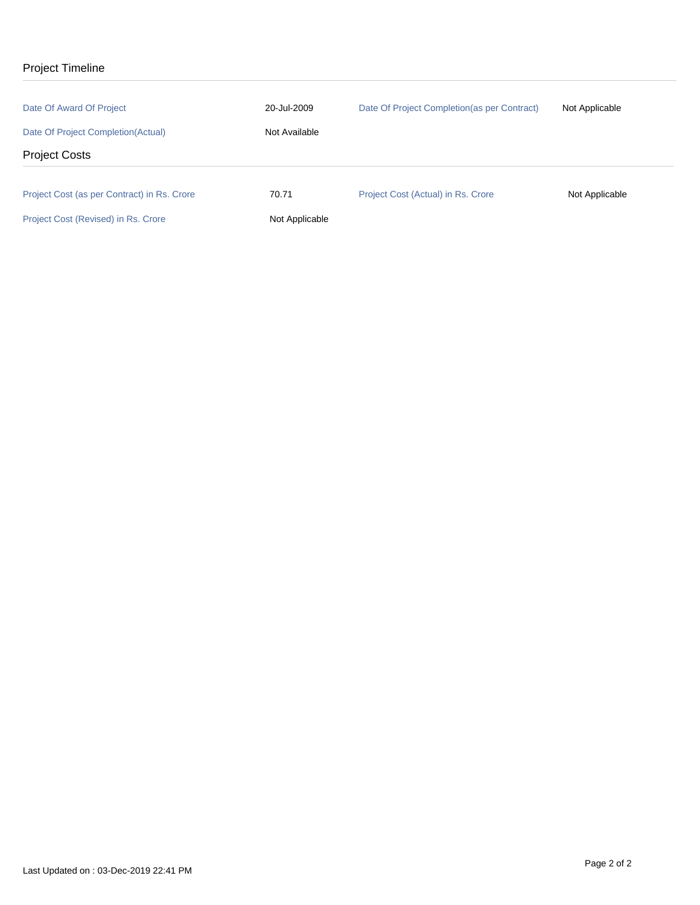## Project Timeline

| | | | |
|---|---|---|---|
| Date Of Award Of Project | 20-Jul-2009 | Date Of Project Completion(as per Contract) | Not Applicable |
| Date Of Project Completion(Actual) | Not Available | | |

## Project Costs

| | | | |
|---|---|---|---|
| Project Cost (as per Contract) in Rs. Crore | 70.71 | Project Cost (Actual) in Rs. Crore | Not Applicable |
| Project Cost (Revised) in Rs. Crore | Not Applicable | | |

Last Updated on : 03-Dec-2019 22:41 PM